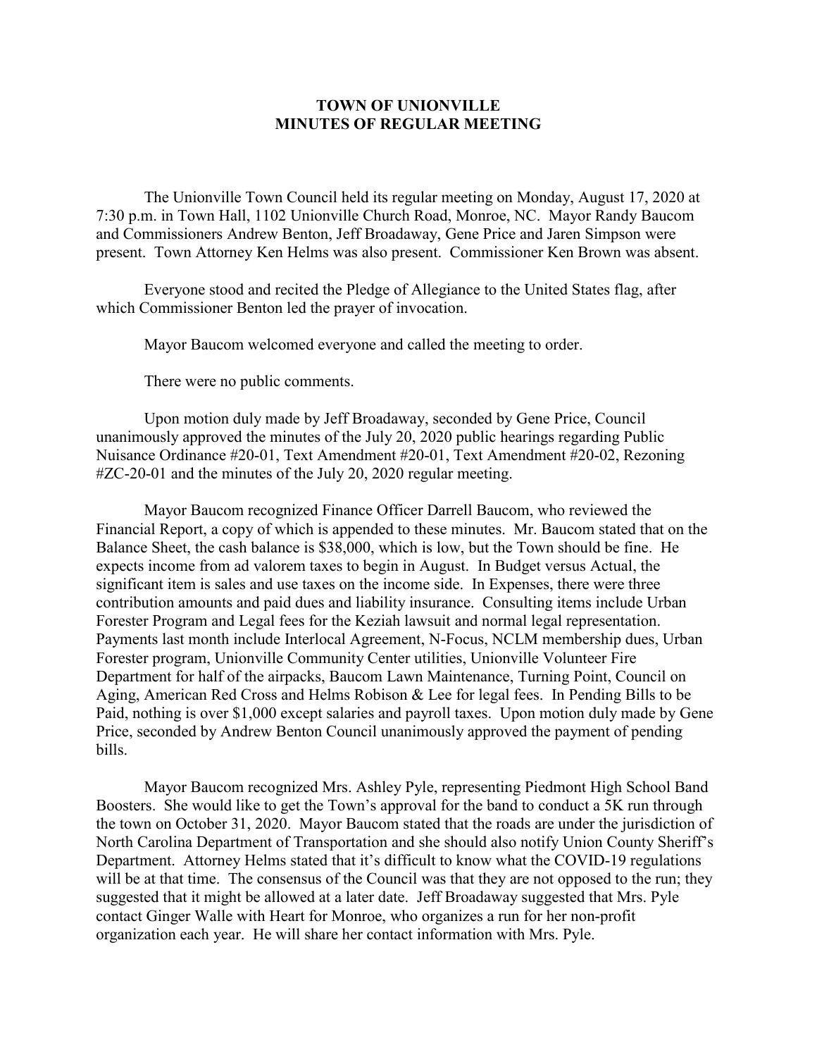# TOWN OF UNIONVILLE
# MINUTES OF REGULAR MEETING

The Unionville Town Council held its regular meeting on Monday, August 17, 2020 at 7:30 p.m. in Town Hall, 1102 Unionville Church Road, Monroe, NC. Mayor Randy Baucom and Commissioners Andrew Benton, Jeff Broadaway, Gene Price and Jaren Simpson were present. Town Attorney Ken Helms was also present. Commissioner Ken Brown was absent.

Everyone stood and recited the Pledge of Allegiance to the United States flag, after which Commissioner Benton led the prayer of invocation.

Mayor Baucom welcomed everyone and called the meeting to order.

There were no public comments.

Upon motion duly made by Jeff Broadaway, seconded by Gene Price, Council unanimously approved the minutes of the July 20, 2020 public hearings regarding Public Nuisance Ordinance #20-01, Text Amendment #20-01, Text Amendment #20-02, Rezoning #ZC-20-01 and the minutes of the July 20, 2020 regular meeting.

Mayor Baucom recognized Finance Officer Darrell Baucom, who reviewed the Financial Report, a copy of which is appended to these minutes. Mr. Baucom stated that on the Balance Sheet, the cash balance is $38,000, which is low, but the Town should be fine. He expects income from ad valorem taxes to begin in August. In Budget versus Actual, the significant item is sales and use taxes on the income side. In Expenses, there were three contribution amounts and paid dues and liability insurance. Consulting items include Urban Forester Program and Legal fees for the Keziah lawsuit and normal legal representation. Payments last month include Interlocal Agreement, N-Focus, NCLM membership dues, Urban Forester program, Unionville Community Center utilities, Unionville Volunteer Fire Department for half of the airpacks, Baucom Lawn Maintenance, Turning Point, Council on Aging, American Red Cross and Helms Robison & Lee for legal fees. In Pending Bills to be Paid, nothing is over $1,000 except salaries and payroll taxes. Upon motion duly made by Gene Price, seconded by Andrew Benton Council unanimously approved the payment of pending bills.

Mayor Baucom recognized Mrs. Ashley Pyle, representing Piedmont High School Band Boosters. She would like to get the Town's approval for the band to conduct a 5K run through the town on October 31, 2020. Mayor Baucom stated that the roads are under the jurisdiction of North Carolina Department of Transportation and she should also notify Union County Sheriff's Department. Attorney Helms stated that it's difficult to know what the COVID-19 regulations will be at that time. The consensus of the Council was that they are not opposed to the run; they suggested that it might be allowed at a later date. Jeff Broadaway suggested that Mrs. Pyle contact Ginger Walle with Heart for Monroe, who organizes a run for her non-profit organization each year. He will share her contact information with Mrs. Pyle.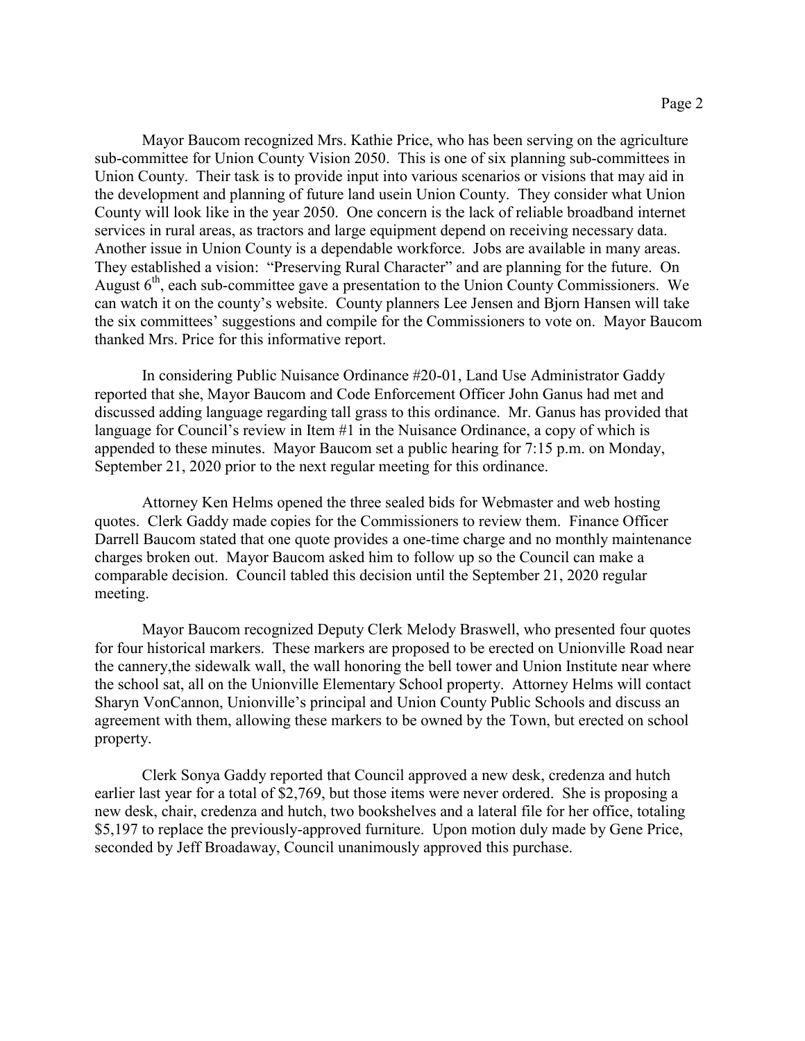Mayor Baucom recognized Mrs. Kathie Price, who has been serving on the agriculture sub-committee for Union County Vision 2050. This is one of six planning sub-committees in Union County. Their task is to provide input into various scenarios or visions that may aid in the development and planning of future land usein Union County. They consider what Union County will look like in the year 2050. One concern is the lack of reliable broadband internet services in rural areas, as tractors and large equipment depend on receiving necessary data. Another issue in Union County is a dependable workforce. Jobs are available in many areas. They established a vision: "Preserving Rural Character" and are planning for the future. On August 6th, each sub-committee gave a presentation to the Union County Commissioners. We can watch it on the county's website. County planners Lee Jensen and Bjorn Hansen will take the six committees' suggestions and compile for the Commissioners to vote on. Mayor Baucom thanked Mrs. Price for this informative report.

In considering Public Nuisance Ordinance #20-01, Land Use Administrator Gaddy reported that she, Mayor Baucom and Code Enforcement Officer John Ganus had met and discussed adding language regarding tall grass to this ordinance. Mr. Ganus has provided that language for Council's review in Item #1 in the Nuisance Ordinance, a copy of which is appended to these minutes. Mayor Baucom set a public hearing for 7:15 p.m. on Monday, September 21, 2020 prior to the next regular meeting for this ordinance.

Attorney Ken Helms opened the three sealed bids for Webmaster and web hosting quotes. Clerk Gaddy made copies for the Commissioners to review them. Finance Officer Darrell Baucom stated that one quote provides a one-time charge and no monthly maintenance charges broken out. Mayor Baucom asked him to follow up so the Council can make a comparable decision. Council tabled this decision until the September 21, 2020 regular meeting.

Mayor Baucom recognized Deputy Clerk Melody Braswell, who presented four quotes for four historical markers. These markers are proposed to be erected on Unionville Road near the cannery,the sidewalk wall, the wall honoring the bell tower and Union Institute near where the school sat, all on the Unionville Elementary School property. Attorney Helms will contact Sharyn VonCannon, Unionville's principal and Union County Public Schools and discuss an agreement with them, allowing these markers to be owned by the Town, but erected on school property.

Clerk Sonya Gaddy reported that Council approved a new desk, credenza and hutch earlier last year for a total of $2,769, but those items were never ordered. She is proposing a new desk, chair, credenza and hutch, two bookshelves and a lateral file for her office, totaling $5,197 to replace the previously-approved furniture. Upon motion duly made by Gene Price, seconded by Jeff Broadaway, Council unanimously approved this purchase.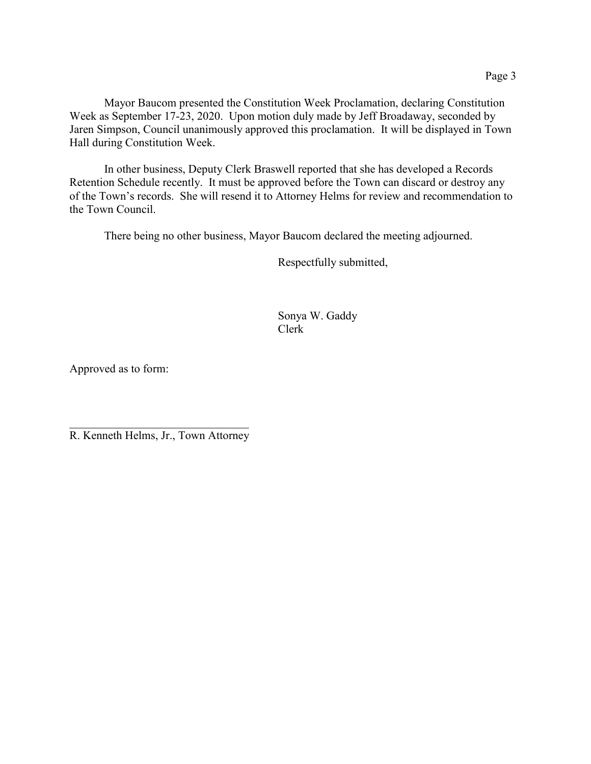Mayor Baucom presented the Constitution Week Proclamation, declaring Constitution Week as September 17-23, 2020. Upon motion duly made by Jeff Broadaway, seconded by Jaren Simpson, Council unanimously approved this proclamation. It will be displayed in Town Hall during Constitution Week.

In other business, Deputy Clerk Braswell reported that she has developed a Records Retention Schedule recently. It must be approved before the Town can discard or destroy any of the Town's records. She will resend it to Attorney Helms for review and recommendation to the Town Council.

There being no other business, Mayor Baucom declared the meeting adjourned.

Respectfully submitted,

Sonya W. Gaddy
Clerk

Approved as to form:

\_\_\_\_\_\_\_\_\_\_\_\_\_\_\_\_\_\_\_\_\_\_\_\_\_\_\_\_\_\_\_\_

R. Kenneth Helms, Jr., Town Attorney